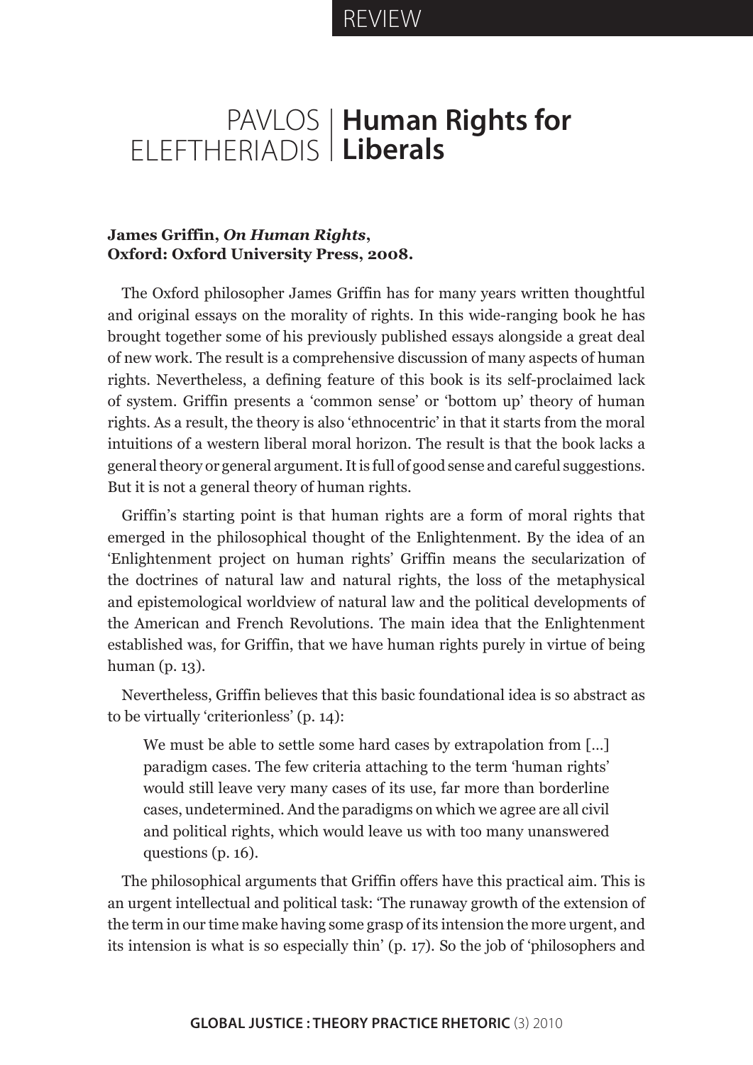REVIEW

# PAVLOS ELEFTHERIADIS | Human Rights for Liberals

**James Griffin, *On Human Rights*, Oxford: Oxford University Press, 2008.**

The Oxford philosopher James Griffin has for many years written thoughtful and original essays on the morality of rights. In this wide-ranging book he has brought together some of his previously published essays alongside a great deal of new work. The result is a comprehensive discussion of many aspects of human rights. Nevertheless, a defining feature of this book is its self-proclaimed lack of system. Griffin presents a 'common sense' or 'bottom up' theory of human rights. As a result, the theory is also 'ethnocentric' in that it starts from the moral intuitions of a western liberal moral horizon. The result is that the book lacks a general theory or general argument. It is full of good sense and careful suggestions. But it is not a general theory of human rights.

Griffin's starting point is that human rights are a form of moral rights that emerged in the philosophical thought of the Enlightenment. By the idea of an 'Enlightenment project on human rights' Griffin means the secularization of the doctrines of natural law and natural rights, the loss of the metaphysical and epistemological worldview of natural law and the political developments of the American and French Revolutions. The main idea that the Enlightenment established was, for Griffin, that we have human rights purely in virtue of being human (p. 13).

Nevertheless, Griffin believes that this basic foundational idea is so abstract as to be virtually 'criterionless' (p. 14):

> We must be able to settle some hard cases by extrapolation from [...] paradigm cases. The few criteria attaching to the term 'human rights' would still leave very many cases of its use, far more than borderline cases, undetermined. And the paradigms on which we agree are all civil and political rights, which would leave us with too many unanswered questions (p. 16).

The philosophical arguments that Griffin offers have this practical aim. This is an urgent intellectual and political task: 'The runaway growth of the extension of the term in our time make having some grasp of its intension the more urgent, and its intension is what is so especially thin' (p. 17). So the job of 'philosophers and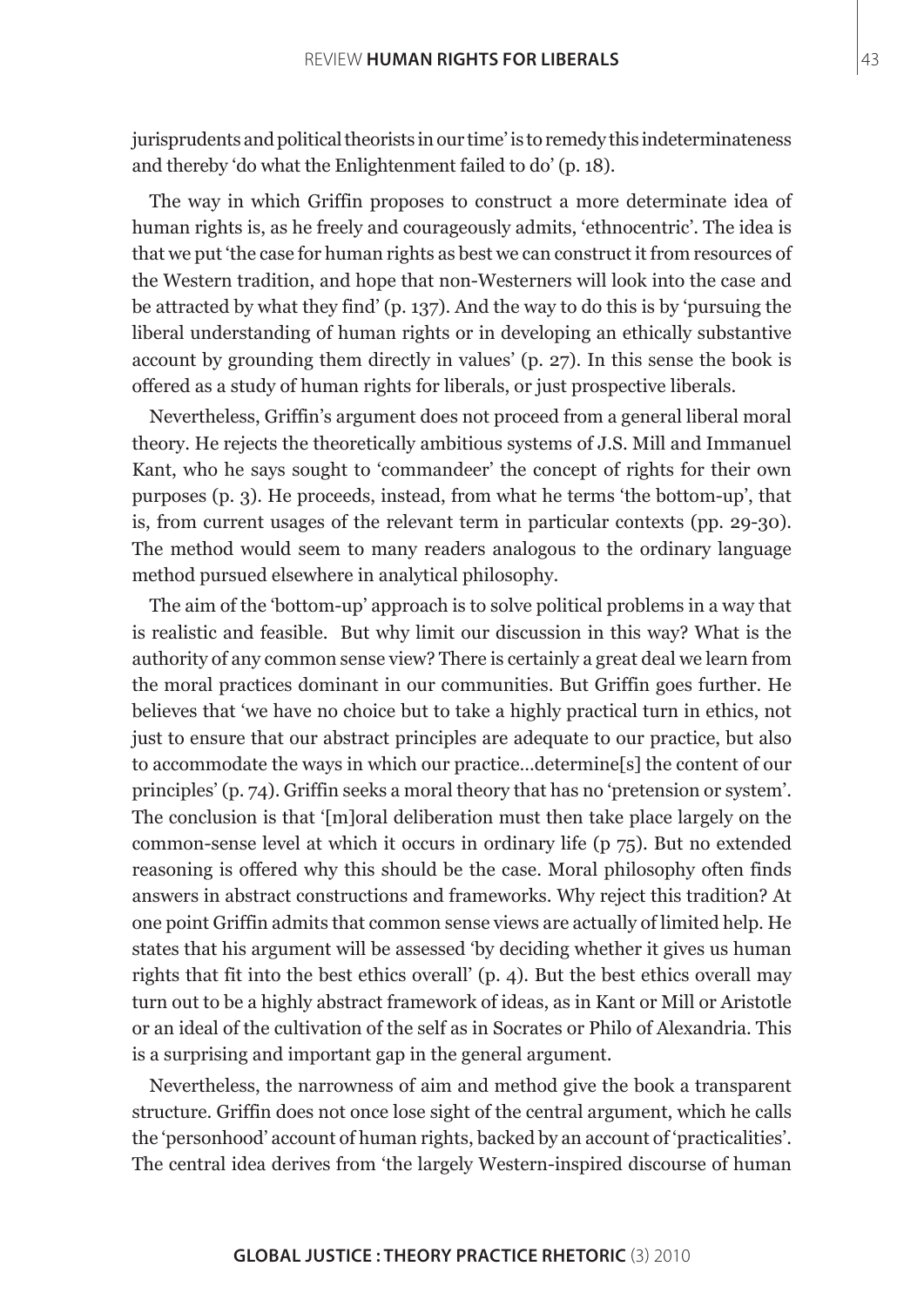jurisprudents and political theorists in our time' is to remedy this indeterminateness and thereby 'do what the Enlightenment failed to do' (p. 18).

The way in which Griffin proposes to construct a more determinate idea of human rights is, as he freely and courageously admits, 'ethnocentric'. The idea is that we put 'the case for human rights as best we can construct it from resources of the Western tradition, and hope that non-Westerners will look into the case and be attracted by what they find' (p. 137). And the way to do this is by 'pursuing the liberal understanding of human rights or in developing an ethically substantive account by grounding them directly in values' (p. 27). In this sense the book is offered as a study of human rights for liberals, or just prospective liberals.

Nevertheless, Griffin's argument does not proceed from a general liberal moral theory. He rejects the theoretically ambitious systems of J.S. Mill and Immanuel Kant, who he says sought to 'commandeer' the concept of rights for their own purposes (p. 3). He proceeds, instead, from what he terms 'the bottom-up', that is, from current usages of the relevant term in particular contexts (pp. 29-30). The method would seem to many readers analogous to the ordinary language method pursued elsewhere in analytical philosophy.

The aim of the 'bottom-up' approach is to solve political problems in a way that is realistic and feasible. But why limit our discussion in this way? What is the authority of any common sense view? There is certainly a great deal we learn from the moral practices dominant in our communities. But Griffin goes further. He believes that 'we have no choice but to take a highly practical turn in ethics, not just to ensure that our abstract principles are adequate to our practice, but also to accommodate the ways in which our practice…determine[s] the content of our principles' (p. 74). Griffin seeks a moral theory that has no 'pretension or system'. The conclusion is that '[m]oral deliberation must then take place largely on the common-sense level at which it occurs in ordinary life (p 75). But no extended reasoning is offered why this should be the case. Moral philosophy often finds answers in abstract constructions and frameworks. Why reject this tradition? At one point Griffin admits that common sense views are actually of limited help. He states that his argument will be assessed 'by deciding whether it gives us human rights that fit into the best ethics overall' (p. 4). But the best ethics overall may turn out to be a highly abstract framework of ideas, as in Kant or Mill or Aristotle or an ideal of the cultivation of the self as in Socrates or Philo of Alexandria. This is a surprising and important gap in the general argument.

Nevertheless, the narrowness of aim and method give the book a transparent structure. Griffin does not once lose sight of the central argument, which he calls the 'personhood' account of human rights, backed by an account of 'practicalities'. The central idea derives from 'the largely Western-inspired discourse of human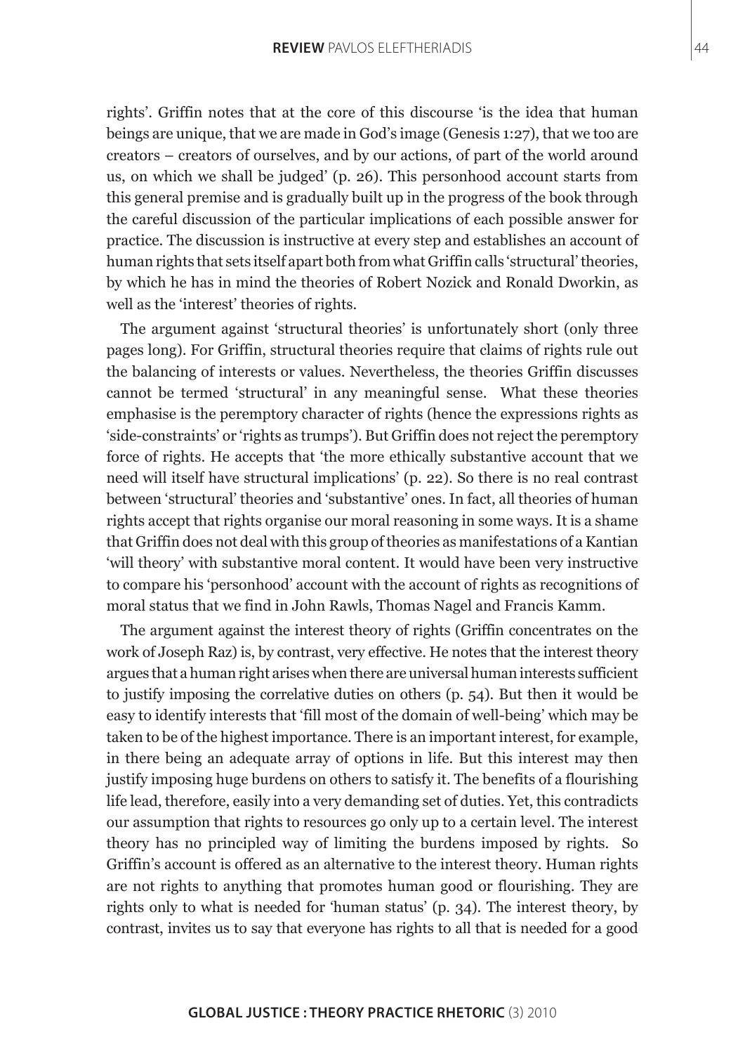rights'. Griffin notes that at the core of this discourse 'is the idea that human beings are unique, that we are made in God's image (Genesis 1:27), that we too are creators – creators of ourselves, and by our actions, of part of the world around us, on which we shall be judged' (p. 26). This personhood account starts from this general premise and is gradually built up in the progress of the book through the careful discussion of the particular implications of each possible answer for practice. The discussion is instructive at every step and establishes an account of human rights that sets itself apart both from what Griffin calls 'structural' theories, by which he has in mind the theories of Robert Nozick and Ronald Dworkin, as well as the 'interest' theories of rights.

The argument against 'structural theories' is unfortunately short (only three pages long). For Griffin, structural theories require that claims of rights rule out the balancing of interests or values. Nevertheless, the theories Griffin discusses cannot be termed 'structural' in any meaningful sense. What these theories emphasise is the peremptory character of rights (hence the expressions rights as 'side-constraints' or 'rights as trumps'). But Griffin does not reject the peremptory force of rights. He accepts that 'the more ethically substantive account that we need will itself have structural implications' (p. 22). So there is no real contrast between 'structural' theories and 'substantive' ones. In fact, all theories of human rights accept that rights organise our moral reasoning in some ways. It is a shame that Griffin does not deal with this group of theories as manifestations of a Kantian 'will theory' with substantive moral content. It would have been very instructive to compare his 'personhood' account with the account of rights as recognitions of moral status that we find in John Rawls, Thomas Nagel and Francis Kamm.

The argument against the interest theory of rights (Griffin concentrates on the work of Joseph Raz) is, by contrast, very effective. He notes that the interest theory argues that a human right arises when there are universal human interests sufficient to justify imposing the correlative duties on others (p. 54). But then it would be easy to identify interests that 'fill most of the domain of well-being' which may be taken to be of the highest importance. There is an important interest, for example, in there being an adequate array of options in life. But this interest may then justify imposing huge burdens on others to satisfy it. The benefits of a flourishing life lead, therefore, easily into a very demanding set of duties. Yet, this contradicts our assumption that rights to resources go only up to a certain level. The interest theory has no principled way of limiting the burdens imposed by rights. So Griffin's account is offered as an alternative to the interest theory. Human rights are not rights to anything that promotes human good or flourishing. They are rights only to what is needed for 'human status' (p. 34). The interest theory, by contrast, invites us to say that everyone has rights to all that is needed for a good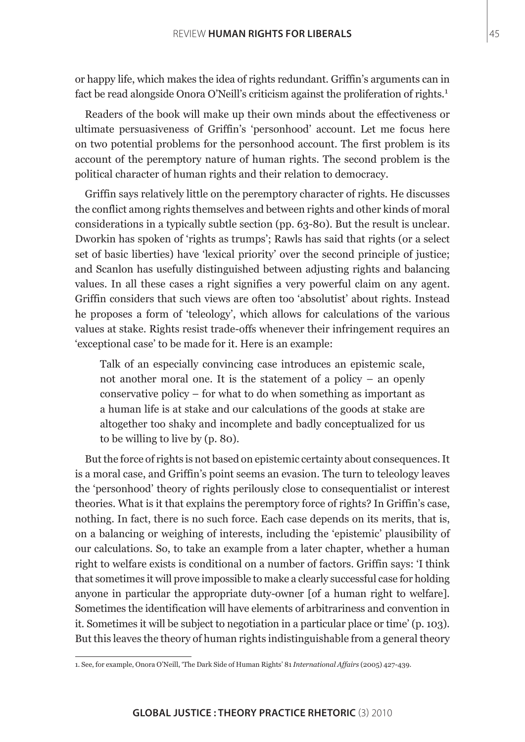or happy life, which makes the idea of rights redundant. Griffin's arguments can in fact be read alongside Onora O'Neill's criticism against the proliferation of rights.[1]

Readers of the book will make up their own minds about the effectiveness or ultimate persuasiveness of Griffin's 'personhood' account. Let me focus here on two potential problems for the personhood account. The first problem is its account of the peremptory nature of human rights. The second problem is the political character of human rights and their relation to democracy.

Griffin says relatively little on the peremptory character of rights. He discusses the conflict among rights themselves and between rights and other kinds of moral considerations in a typically subtle section (pp. 63-80). But the result is unclear. Dworkin has spoken of 'rights as trumps'; Rawls has said that rights (or a select set of basic liberties) have 'lexical priority' over the second principle of justice; and Scanlon has usefully distinguished between adjusting rights and balancing values. In all these cases a right signifies a very powerful claim on any agent. Griffin considers that such views are often too 'absolutist' about rights. Instead he proposes a form of 'teleology', which allows for calculations of the various values at stake. Rights resist trade-offs whenever their infringement requires an 'exceptional case' to be made for it. Here is an example:

> Talk of an especially convincing case introduces an epistemic scale, not another moral one. It is the statement of a policy – an openly conservative policy – for what to do when something as important as a human life is at stake and our calculations of the goods at stake are altogether too shaky and incomplete and badly conceptualized for us to be willing to live by (p. 80).

But the force of rights is not based on epistemic certainty about consequences. It is a moral case, and Griffin's point seems an evasion. The turn to teleology leaves the 'personhood' theory of rights perilously close to consequentialist or interest theories. What is it that explains the peremptory force of rights? In Griffin's case, nothing. In fact, there is no such force. Each case depends on its merits, that is, on a balancing or weighing of interests, including the 'epistemic' plausibility of our calculations. So, to take an example from a later chapter, whether a human right to welfare exists is conditional on a number of factors. Griffin says: 'I think that sometimes it will prove impossible to make a clearly successful case for holding anyone in particular the appropriate duty-owner [of a human right to welfare]. Sometimes the identification will have elements of arbitrariness and convention in it. Sometimes it will be subject to negotiation in a particular place or time' (p. 103). But this leaves the theory of human rights indistinguishable from a general theory

1. See, for example, Onora O'Neill, 'The Dark Side of Human Rights' 81 *International Affairs* (2005) 427-439.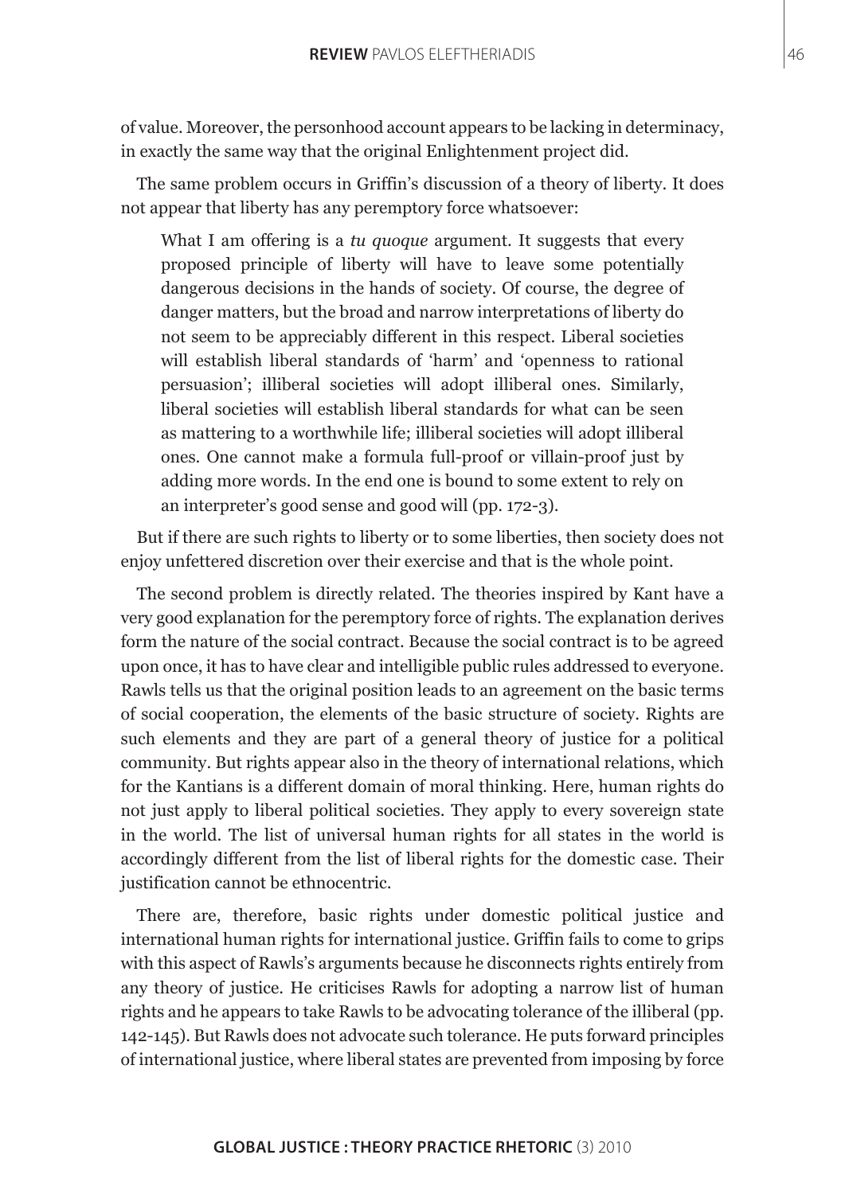of value. Moreover, the personhood account appears to be lacking in determinacy, in exactly the same way that the original Enlightenment project did.

The same problem occurs in Griffin's discussion of a theory of liberty. It does not appear that liberty has any peremptory force whatsoever:

> What I am offering is a *tu quoque* argument. It suggests that every proposed principle of liberty will have to leave some potentially dangerous decisions in the hands of society. Of course, the degree of danger matters, but the broad and narrow interpretations of liberty do not seem to be appreciably different in this respect. Liberal societies will establish liberal standards of 'harm' and 'openness to rational persuasion'; illiberal societies will adopt illiberal ones. Similarly, liberal societies will establish liberal standards for what can be seen as mattering to a worthwhile life; illiberal societies will adopt illiberal ones. One cannot make a formula full-proof or villain-proof just by adding more words. In the end one is bound to some extent to rely on an interpreter's good sense and good will (pp. 172-3).

But if there are such rights to liberty or to some liberties, then society does not enjoy unfettered discretion over their exercise and that is the whole point.

The second problem is directly related. The theories inspired by Kant have a very good explanation for the peremptory force of rights. The explanation derives form the nature of the social contract. Because the social contract is to be agreed upon once, it has to have clear and intelligible public rules addressed to everyone. Rawls tells us that the original position leads to an agreement on the basic terms of social cooperation, the elements of the basic structure of society. Rights are such elements and they are part of a general theory of justice for a political community. But rights appear also in the theory of international relations, which for the Kantians is a different domain of moral thinking. Here, human rights do not just apply to liberal political societies. They apply to every sovereign state in the world. The list of universal human rights for all states in the world is accordingly different from the list of liberal rights for the domestic case. Their justification cannot be ethnocentric.

There are, therefore, basic rights under domestic political justice and international human rights for international justice. Griffin fails to come to grips with this aspect of Rawls's arguments because he disconnects rights entirely from any theory of justice. He criticises Rawls for adopting a narrow list of human rights and he appears to take Rawls to be advocating tolerance of the illiberal (pp. 142-145). But Rawls does not advocate such tolerance. He puts forward principles of international justice, where liberal states are prevented from imposing by force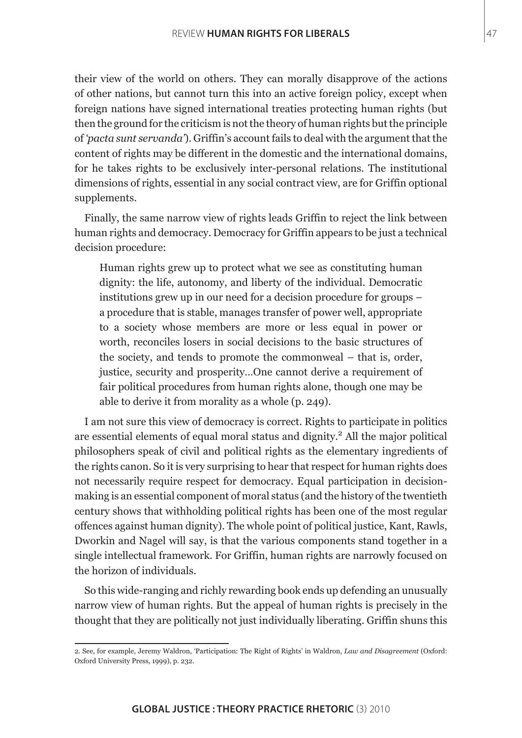their view of the world on others. They can morally disapprove of the actions of other nations, but cannot turn this into an active foreign policy, except when foreign nations have signed international treaties protecting human rights (but then the ground for the criticism is not the theory of human rights but the principle of *'pacta sunt servanda'*). Griffin's account fails to deal with the argument that the content of rights may be different in the domestic and the international domains, for he takes rights to be exclusively inter-personal relations. The institutional dimensions of rights, essential in any social contract view, are for Griffin optional supplements.

Finally, the same narrow view of rights leads Griffin to reject the link between human rights and democracy. Democracy for Griffin appears to be just a technical decision procedure:

> Human rights grew up to protect what we see as constituting human dignity: the life, autonomy, and liberty of the individual. Democratic institutions grew up in our need for a decision procedure for groups – a procedure that is stable, manages transfer of power well, appropriate to a society whose members are more or less equal in power or worth, reconciles losers in social decisions to the basic structures of the society, and tends to promote the commonweal – that is, order, justice, security and prosperity...One cannot derive a requirement of fair political procedures from human rights alone, though one may be able to derive it from morality as a whole (p. 249).

I am not sure this view of democracy is correct. Rights to participate in politics are essential elements of equal moral status and dignity.[2] All the major political philosophers speak of civil and political rights as the elementary ingredients of the rights canon. So it is very surprising to hear that respect for human rights does not necessarily require respect for democracy. Equal participation in decision-making is an essential component of moral status (and the history of the twentieth century shows that withholding political rights has been one of the most regular offences against human dignity). The whole point of political justice, Kant, Rawls, Dworkin and Nagel will say, is that the various components stand together in a single intellectual framework. For Griffin, human rights are narrowly focused on the horizon of individuals.

So this wide-ranging and richly rewarding book ends up defending an unusually narrow view of human rights. But the appeal of human rights is precisely in the thought that they are politically not just individually liberating. Griffin shuns this

---

2. See, for example, Jeremy Waldron, 'Participation: The Right of Rights' in Waldron, *Law and Disagreement* (Oxford: Oxford University Press, 1999), p. 232.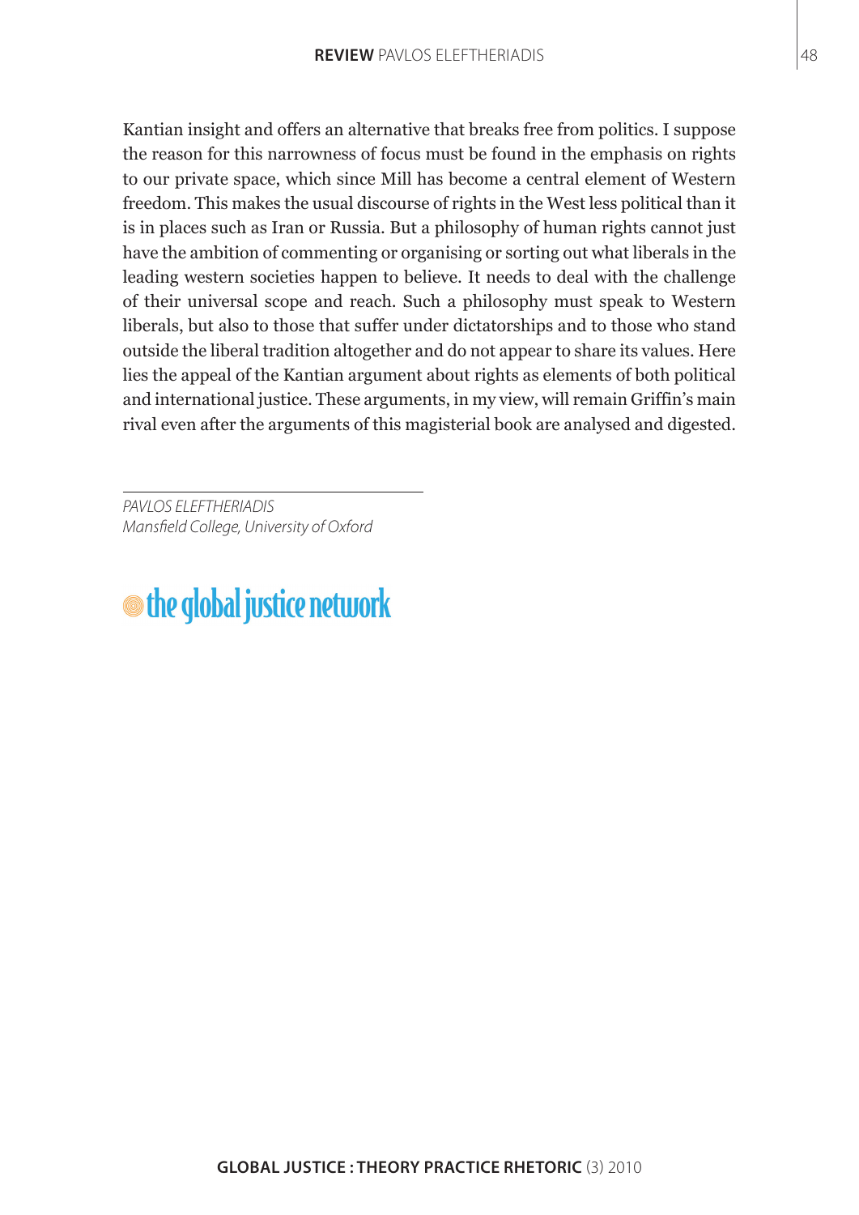Kantian insight and offers an alternative that breaks free from politics. I suppose the reason for this narrowness of focus must be found in the emphasis on rights to our private space, which since Mill has become a central element of Western freedom. This makes the usual discourse of rights in the West less political than it is in places such as Iran or Russia. But a philosophy of human rights cannot just have the ambition of commenting or organising or sorting out what liberals in the leading western societies happen to believe. It needs to deal with the challenge of their universal scope and reach. Such a philosophy must speak to Western liberals, but also to those that suffer under dictatorships and to those who stand outside the liberal tradition altogether and do not appear to share its values. Here lies the appeal of the Kantian argument about rights as elements of both political and international justice. These arguments, in my view, will remain Griffin's main rival even after the arguments of this magisterial book are analysed and digested.

---

*PAVLOS ELEFTHERIADIS*
*Mansfield College, University of Oxford*

the global justice network